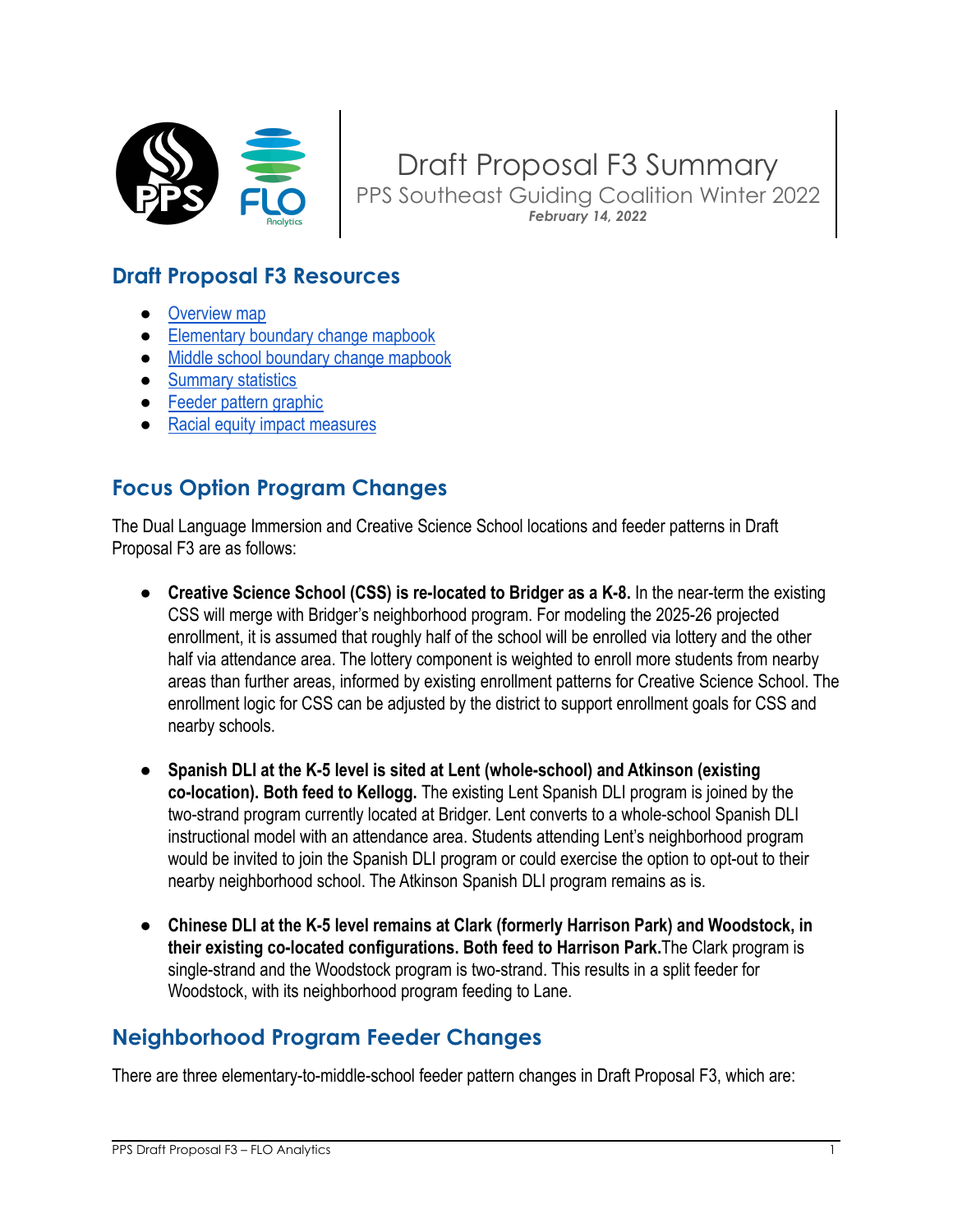# Draft Proposal F3 Summary

PPS Southeast Guiding Coalition Winter 2022

*February 14, 2022*

## Draft Proposal F3 Resources

- Overview map
- Elementary boundary change mapbook
- Middle school boundary change mapbook
- Summary statistics
- Feeder pattern graphic
- Racial equity impact measures

## Focus Option Program Changes

The Dual Language Immersion and Creative Science School locations and feeder patterns in Draft Proposal F3 are as follows:

- **Creative Science School (CSS) is re-located to Bridger as a K-8.** In the near-term the existing CSS will merge with Bridger's neighborhood program. For modeling the 2025-26 projected enrollment, it is assumed that roughly half of the school will be enrolled via lottery and the other half via attendance area. The lottery component is weighted to enroll more students from nearby areas than further areas, informed by existing enrollment patterns for Creative Science School. The enrollment logic for CSS can be adjusted by the district to support enrollment goals for CSS and nearby schools.

- **Spanish DLI at the K-5 level is sited at Lent (whole-school) and Atkinson (existing co-location). Both feed to Kellogg.** The existing Lent Spanish DLI program is joined by the two-strand program currently located at Bridger. Lent converts to a whole-school Spanish DLI instructional model with an attendance area. Students attending Lent's neighborhood program would be invited to join the Spanish DLI program or could exercise the option to opt-out to their nearby neighborhood school. The Atkinson Spanish DLI program remains as is.

- **Chinese DLI at the K-5 level remains at Clark (formerly Harrison Park) and Woodstock, in their existing co-located configurations. Both feed to Harrison Park.** The Clark program is single-strand and the Woodstock program is two-strand. This results in a split feeder for Woodstock, with its neighborhood program feeding to Lane.

## Neighborhood Program Feeder Changes

There are three elementary-to-middle-school feeder pattern changes in Draft Proposal F3, which are: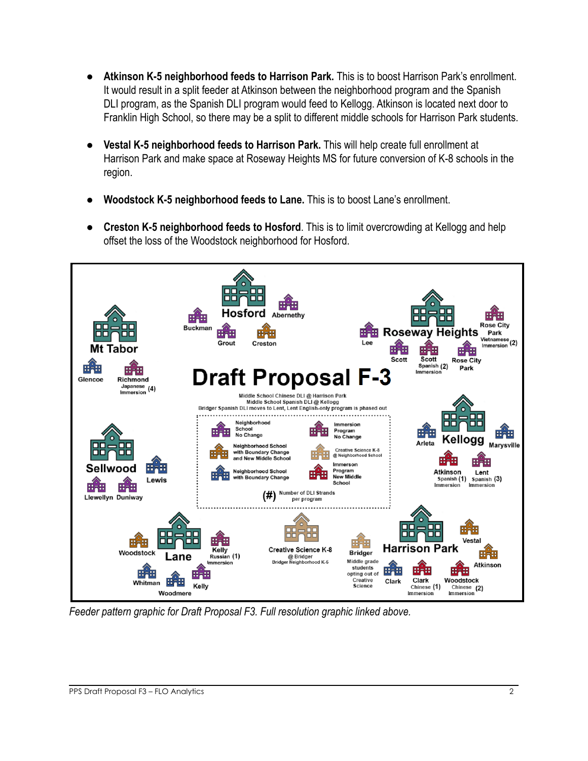- **Atkinson K-5 neighborhood feeds to Harrison Park.** This is to boost Harrison Park's enrollment. It would result in a split feeder at Atkinson between the neighborhood program and the Spanish DLI program, as the Spanish DLI program would feed to Kellogg. Atkinson is located next door to Franklin High School, so there may be a split to different middle schools for Harrison Park students.

- **Vestal K-5 neighborhood feeds to Harrison Park.** This will help create full enrollment at Harrison Park and make space at Roseway Heights MS for future conversion of K-8 schools in the region.

- **Woodstock K-5 neighborhood feeds to Lane.** This is to boost Lane's enrollment.

- **Creston K-5 neighborhood feeds to Hosford**. This is to limit overcrowding at Kellogg and help offset the loss of the Woodstock neighborhood for Hosford.

*Feeder pattern graphic for Draft Proposal F3. Full resolution graphic linked above.*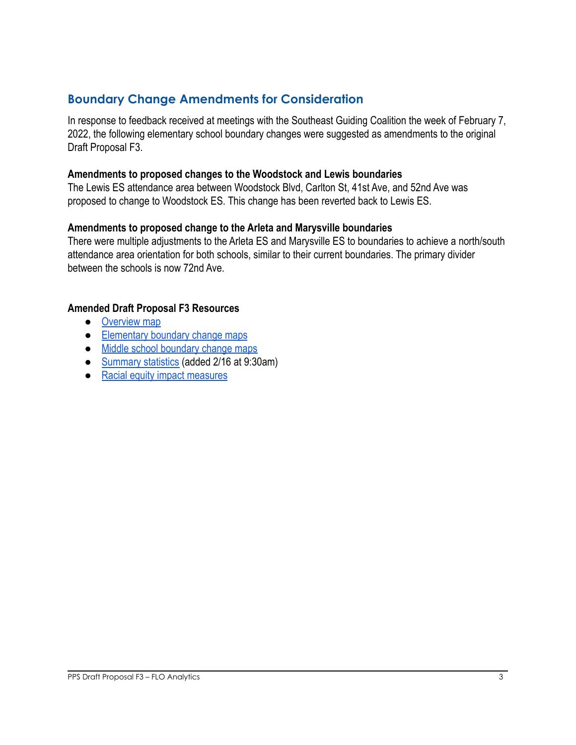## Boundary Change Amendments for Consideration

In response to feedback received at meetings with the Southeast Guiding Coalition the week of February 7, 2022, the following elementary school boundary changes were suggested as amendments to the original Draft Proposal F3.

**Amendments to proposed changes to the Woodstock and Lewis boundaries**

The Lewis ES attendance area between Woodstock Blvd, Carlton St, 41st Ave, and 52nd Ave was proposed to change to Woodstock ES. This change has been reverted back to Lewis ES.

**Amendments to proposed change to the Arleta and Marysville boundaries**

There were multiple adjustments to the Arleta ES and Marysville ES to boundaries to achieve a north/south attendance area orientation for both schools, similar to their current boundaries. The primary divider between the schools is now 72nd Ave.

**Amended Draft Proposal F3 Resources**

- Overview map
- Elementary boundary change maps
- Middle school boundary change maps
- Summary statistics (added 2/16 at 9:30am)
- Racial equity impact measures